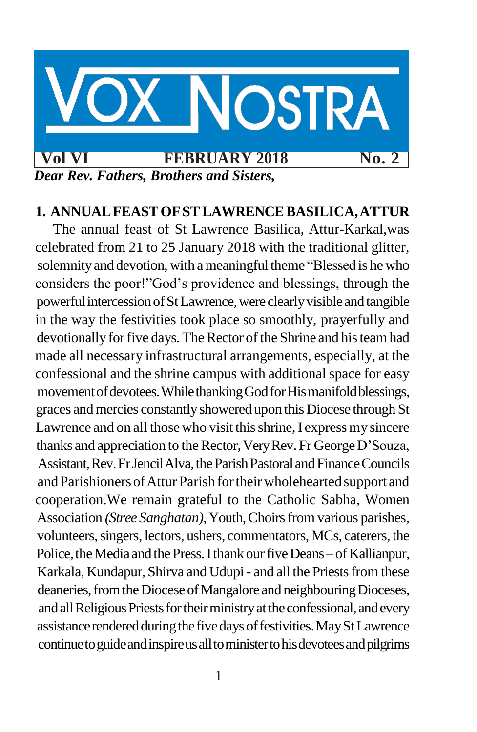# VOX NOSTRA

**Vol VI** **FEBRUARY 2018** **No. 2**

***Dear Rev. Fathers, Brothers and Sisters,***

## 1. ANNUAL FEAST OF ST LAWRENCE BASILICA, ATTUR

The annual feast of St Lawrence Basilica, Attur-Karkal,was celebrated from 21 to 25 January 2018 with the traditional glitter, solemnity and devotion, with a meaningful theme "Blessed is he who considers the poor!"God's providence and blessings, through the powerful intercession of St Lawrence, were clearly visible and tangible in the way the festivities took place so smoothly, prayerfully and devotionally for five days. The Rector of the Shrine and his team had made all necessary infrastructural arrangements, especially, at the confessional and the shrine campus with additional space for easy movement of devotees. While thanking God for His manifold blessings, graces and mercies constantly showered upon this Diocese through St Lawrence and on all those who visit this shrine, I express my sincere thanks and appreciation to the Rector, Very Rev. Fr George D'Souza, Assistant, Rev. Fr Jencil Alva, the Parish Pastoral and Finance Councils and Parishioners of Attur Parish for their wholehearted support and cooperation.We remain grateful to the Catholic Sabha, Women Association *(Stree Sanghatan)*, Youth, Choirs from various parishes, volunteers, singers, lectors, ushers, commentators, MCs, caterers, the Police, the Media and the Press. I thank our five Deans – of Kallianpur, Karkala, Kundapur, Shirva and Udupi - and all the Priests from these deaneries, from the Diocese of Mangalore and neighbouring Dioceses, and all Religious Priests for their ministry at the confessional, and every assistance rendered during the five days of festivities. May St Lawrence continue to guide and inspire us all to minister to his devotees and pilgrims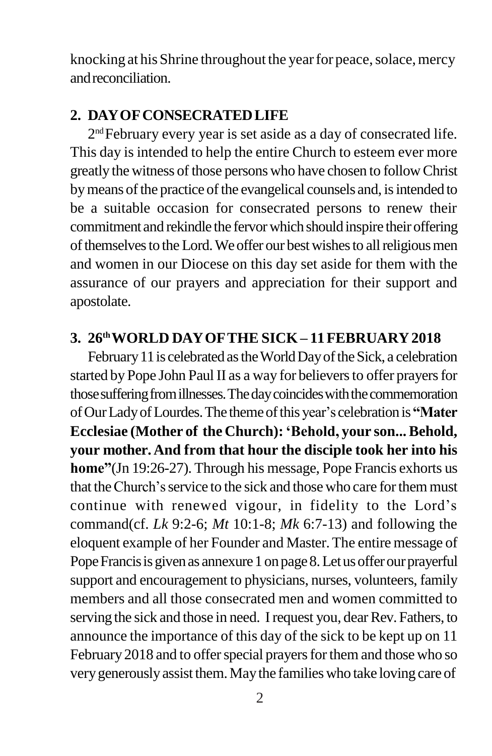knocking at his Shrine throughout the year for peace, solace, mercy and reconciliation.

## 2. DAY OF CONSECRATED LIFE

2nd February every year is set aside as a day of consecrated life. This day is intended to help the entire Church to esteem ever more greatly the witness of those persons who have chosen to follow Christ by means of the practice of the evangelical counsels and, is intended to be a suitable occasion for consecrated persons to renew their commitment and rekindle the fervor which should inspire their offering of themselves to the Lord. We offer our best wishes to all religious men and women in our Diocese on this day set aside for them with the assurance of our prayers and appreciation for their support and apostolate.

## 3. 26th WORLD DAY OF THE SICK – 11 FEBRUARY 2018

February 11 is celebrated as the World Day of the Sick, a celebration started by Pope John Paul II as a way for believers to offer prayers for those suffering from illnesses. The day coincides with the commemoration of Our Lady of Lourdes. The theme of this year's celebration is **"Mater Ecclesiae (Mother of the Church): 'Behold, your son... Behold, your mother. And from that hour the disciple took her into his home"**(Jn 19:26-27). Through his message, Pope Francis exhorts us that the Church's service to the sick and those who care for them must continue with renewed vigour, in fidelity to the Lord's command(cf. *Lk* 9:2-6; *Mt* 10:1-8; *Mk* 6:7-13) and following the eloquent example of her Founder and Master. The entire message of Pope Francis is given as annexure 1 on page 8. Let us offer our prayerful support and encouragement to physicians, nurses, volunteers, family members and all those consecrated men and women committed to serving the sick and those in need. I request you, dear Rev. Fathers, to announce the importance of this day of the sick to be kept up on 11 February 2018 and to offer special prayers for them and those who so very generously assist them. May the families who take loving care of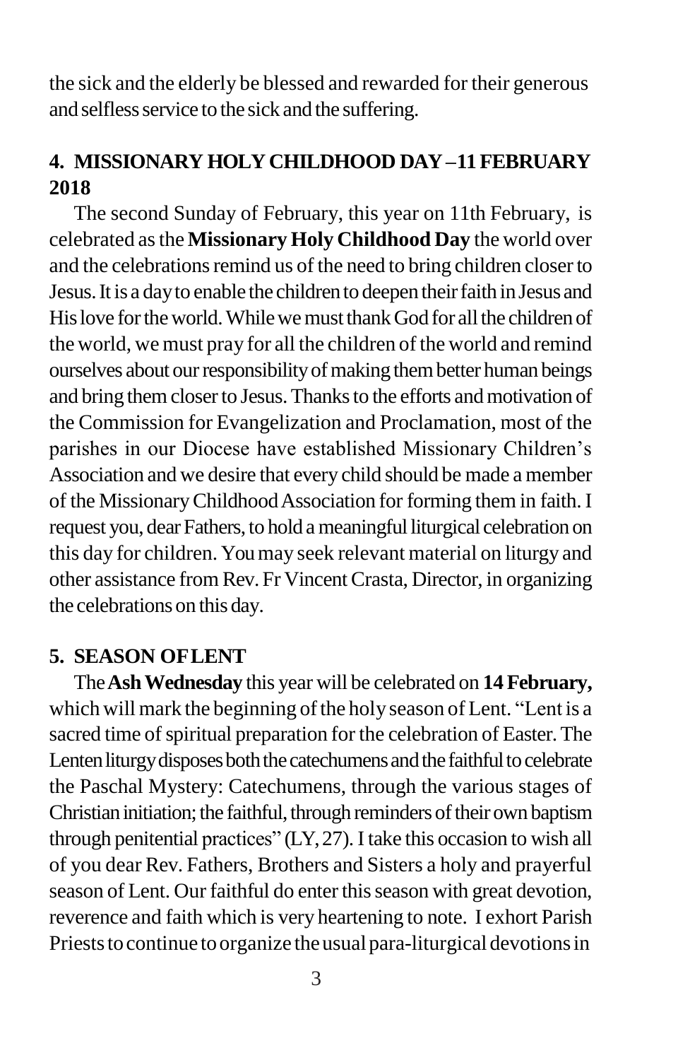the sick and the elderly be blessed and rewarded for their generous and selfless service to the sick and the suffering.

## 4. MISSIONARY HOLY CHILDHOOD DAY – 11 FEBRUARY 2018

The second Sunday of February, this year on 11th February, is celebrated as the **Missionary Holy Childhood Day** the world over and the celebrations remind us of the need to bring children closer to Jesus. It is a day to enable the children to deepen their faith in Jesus and His love for the world. While we must thank God for all the children of the world, we must pray for all the children of the world and remind ourselves about our responsibility of making them better human beings and bring them closer to Jesus. Thanks to the efforts and motivation of the Commission for Evangelization and Proclamation, most of the parishes in our Diocese have established Missionary Children's Association and we desire that every child should be made a member of the Missionary Childhood Association for forming them in faith. I request you, dear Fathers, to hold a meaningful liturgical celebration on this day for children. You may seek relevant material on liturgy and other assistance from Rev. Fr Vincent Crasta, Director, in organizing the celebrations on this day.

## 5. SEASON OF LENT

The **Ash Wednesday** this year will be celebrated on **14 February,** which will mark the beginning of the holy season of Lent. "Lent is a sacred time of spiritual preparation for the celebration of Easter. The Lenten liturgy disposes both the catechumens and the faithful to celebrate the Paschal Mystery: Catechumens, through the various stages of Christian initiation; the faithful, through reminders of their own baptism through penitential practices" (LY, 27). I take this occasion to wish all of you dear Rev. Fathers, Brothers and Sisters a holy and prayerful season of Lent. Our faithful do enter this season with great devotion, reverence and faith which is very heartening to note. I exhort Parish Priests to continue to organize the usual para-liturgical devotions in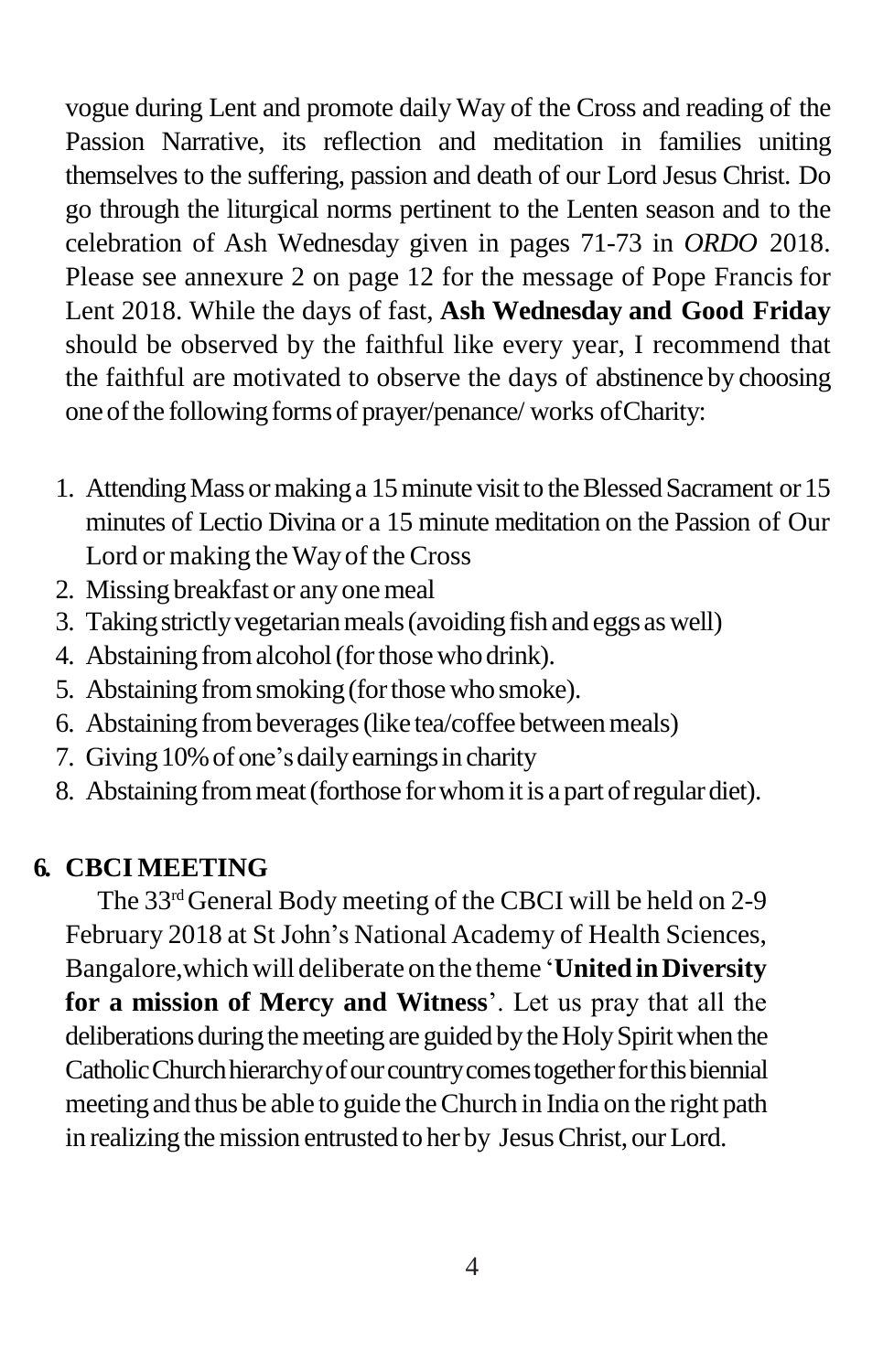vogue during Lent and promote daily Way of the Cross and reading of the Passion Narrative, its reflection and meditation in families uniting themselves to the suffering, passion and death of our Lord Jesus Christ. Do go through the liturgical norms pertinent to the Lenten season and to the celebration of Ash Wednesday given in pages 71-73 in *ORDO* 2018. Please see annexure 2 on page 12 for the message of Pope Francis for Lent 2018. While the days of fast, **Ash Wednesday and Good Friday** should be observed by the faithful like every year, I recommend that the faithful are motivated to observe the days of abstinence by choosing one of the following forms of prayer/penance/ works ofCharity:

1. Attending Mass or making a 15 minute visit to the Blessed Sacrament or 15 minutes of Lectio Divina or a 15 minute meditation on the Passion of Our Lord or making the Way of the Cross
2. Missing breakfast or any one meal
3. Taking strictly vegetarian meals (avoiding fish and eggs as well)
4. Abstaining from alcohol (for those who drink).
5. Abstaining from smoking (for those who smoke).
6. Abstaining from beverages (like tea/coffee between meals)
7. Giving 10% of one's daily earnings in charity
8. Abstaining from meat (forthose for whom it is a part of regular diet).

## 6. CBCI MEETING

The 33rd General Body meeting of the CBCI will be held on 2-9 February 2018 at St John's National Academy of Health Sciences, Bangalore,which will deliberate on the theme '**United in Diversity for a mission of Mercy and Witness**'. Let us pray that all the deliberations during the meeting are guided by the Holy Spirit when the Catholic Church hierarchy of our country comes together for this biennial meeting and thus be able to guide the Church in India on the right path in realizing the mission entrusted to her by Jesus Christ, our Lord.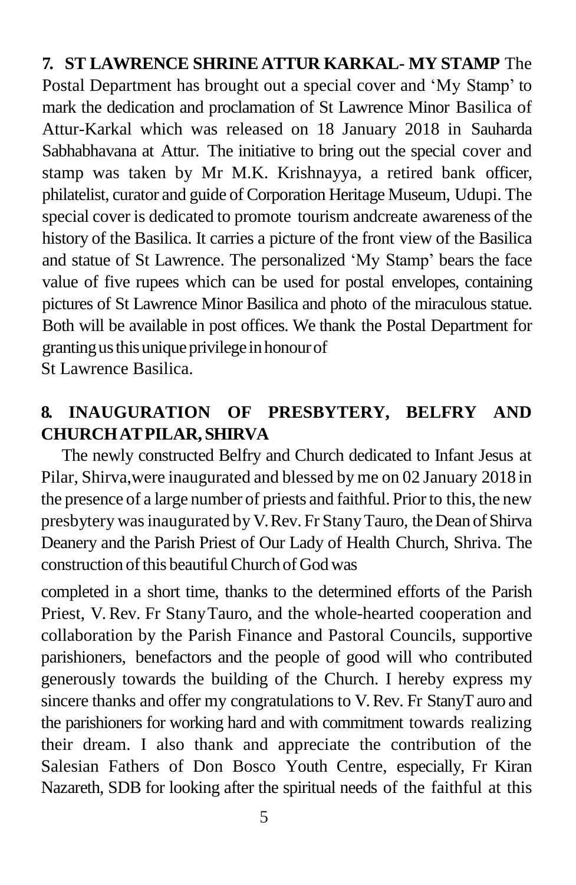**7. ST LAWRENCE SHRINE ATTUR KARKAL- MY STAMP** The Postal Department has brought out a special cover and 'My Stamp' to mark the dedication and proclamation of St Lawrence Minor Basilica of Attur-Karkal which was released on 18 January 2018 in Sauharda Sabhabhavana at Attur. The initiative to bring out the special cover and stamp was taken by Mr M.K. Krishnayya, a retired bank officer, philatelist, curator and guide of Corporation Heritage Museum, Udupi. The special cover is dedicated to promote tourism andcreate awareness of the history of the Basilica. It carries a picture of the front view of the Basilica and statue of St Lawrence. The personalized 'My Stamp' bears the face value of five rupees which can be used for postal envelopes, containing pictures of St Lawrence Minor Basilica and photo of the miraculous statue. Both will be available in post offices. We thank the Postal Department for granting us this unique privilege in honour of St Lawrence Basilica.

## 8. INAUGURATION OF PRESBYTERY, BELFRY AND CHURCH AT PILAR, SHIRVA

The newly constructed Belfry and Church dedicated to Infant Jesus at Pilar, Shirva,were inaugurated and blessed by me on 02 January 2018 in the presence of a large number of priests and faithful. Prior to this, the new presbytery was inaugurated by V. Rev. Fr Stany Tauro, the Dean of Shirva Deanery and the Parish Priest of Our Lady of Health Church, Shriva. The construction of this beautiful Church of God was completed in a short time, thanks to the determined efforts of the Parish Priest, V. Rev. Fr Stany Tauro, and the whole-hearted cooperation and collaboration by the Parish Finance and Pastoral Councils, supportive parishioners, benefactors and the people of good will who contributed generously towards the building of the Church. I hereby express my sincere thanks and offer my congratulations to V. Rev. Fr StanyT auro and the parishioners for working hard and with commitment towards realizing their dream. I also thank and appreciate the contribution of the Salesian Fathers of Don Bosco Youth Centre, especially, Fr Kiran Nazareth, SDB for looking after the spiritual needs of the faithful at this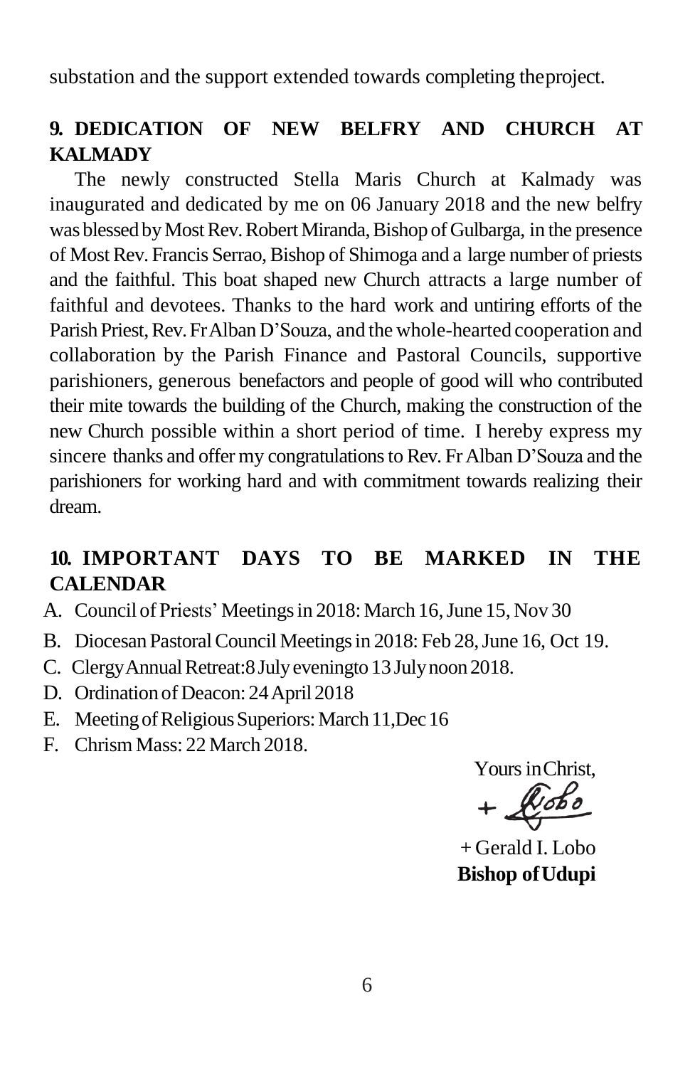substation and the support extended towards completing the project.

## 9. DEDICATION OF NEW BELFRY AND CHURCH AT KALMADY

The newly constructed Stella Maris Church at Kalmady was inaugurated and dedicated by me on 06 January 2018 and the new belfry was blessed by Most Rev. Robert Miranda, Bishop of Gulbarga, in the presence of Most Rev. Francis Serrao, Bishop of Shimoga and a large number of priests and the faithful. This boat shaped new Church attracts a large number of faithful and devotees. Thanks to the hard work and untiring efforts of the Parish Priest, Rev. Fr Alban D'Souza, and the whole-hearted cooperation and collaboration by the Parish Finance and Pastoral Councils, supportive parishioners, generous benefactors and people of good will who contributed their mite towards the building of the Church, making the construction of the new Church possible within a short period of time. I hereby express my sincere thanks and offer my congratulations to Rev. Fr Alban D'Souza and the parishioners for working hard and with commitment towards realizing their dream.

## 10. IMPORTANT DAYS TO BE MARKED IN THE CALENDAR

A. Council of Priests' Meetings in 2018: March 16, June 15, Nov 30
B. Diocesan Pastoral Council Meetings in 2018: Feb 28, June 16, Oct 19.
C. Clergy Annual Retreat: 8 July evening to 13 July noon 2018.
D. Ordination of Deacon: 24 April 2018
E. Meeting of Religious Superiors: March 11, Dec 16
F. Chrism Mass: 22 March 2018.

Yours in Christ,

+ Lobo

+ Gerald I. Lobo
**Bishop of Udupi**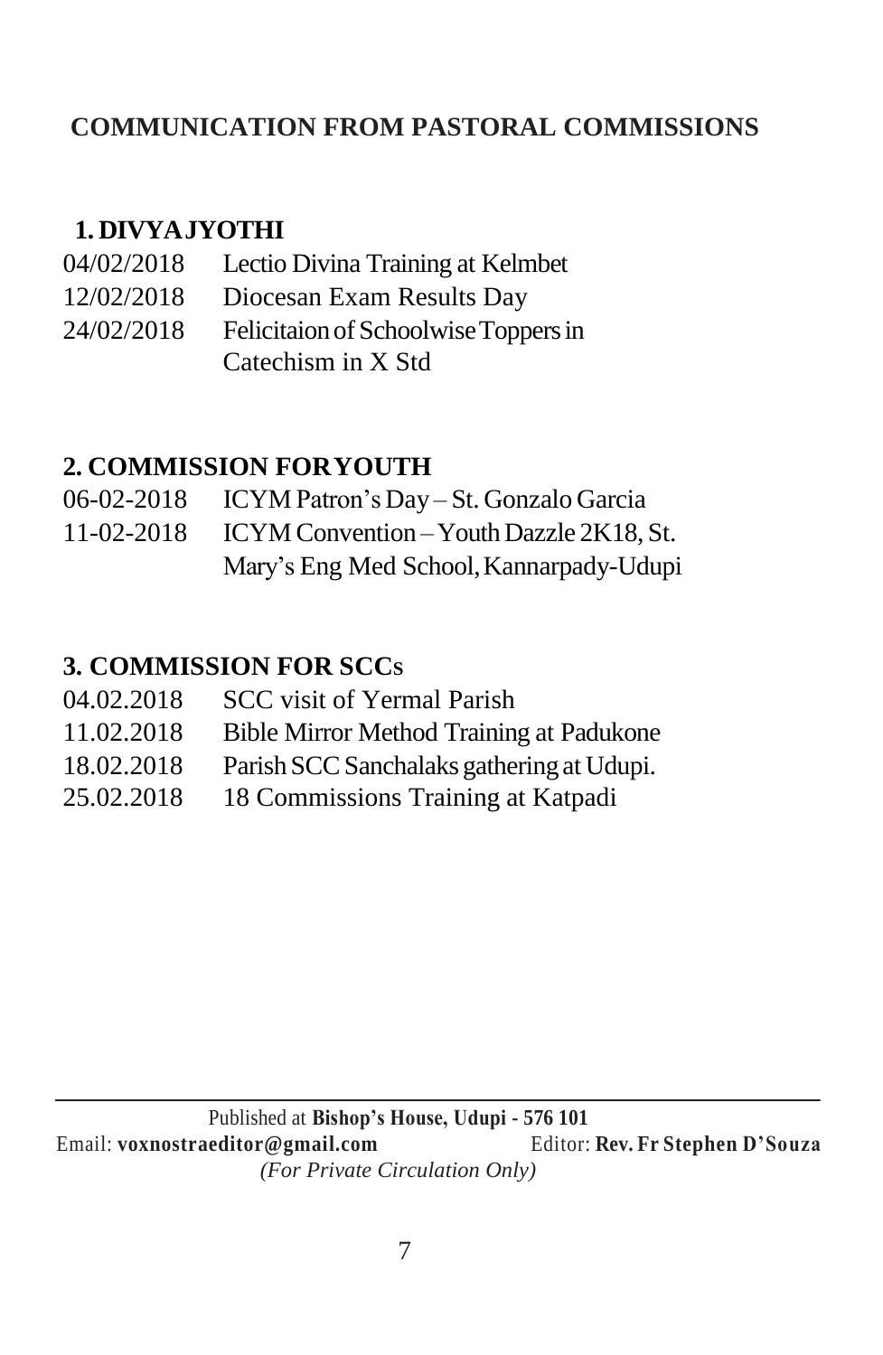## COMMUNICATION FROM PASTORAL COMMISSIONS

### 1. DIVYAJYOTHI

| | |
|---|---|
| 04/02/2018 | Lectio Divina Training at Kelmbet |
| 12/02/2018 | Diocesan Exam Results Day |
| 24/02/2018 | Felicitaion of Schoolwise Toppers in Catechism in X Std |

### 2. COMMISSION FOR YOUTH

| | |
|---|---|
| 06-02-2018 | ICYM Patron's Day – St. Gonzalo Garcia |
| 11-02-2018 | ICYM Convention – Youth Dazzle 2K18, St. Mary's Eng Med School, Kannarpady-Udupi |

### 3. COMMISSION FOR SCCs

| | |
|---|---|
| 04.02.2018 | SCC visit of Yermal Parish |
| 11.02.2018 | Bible Mirror Method Training at Padukone |
| 18.02.2018 | Parish SCC Sanchalaks gathering at Udupi. |
| 25.02.2018 | 18 Commissions Training at Katpadi |

---

Published at **Bishop's House, Udupi - 576 101**

Email: **voxnostraeditor@gmail.com** Editor: **Rev. Fr Stephen D'Souza**

*(For Private Circulation Only)*